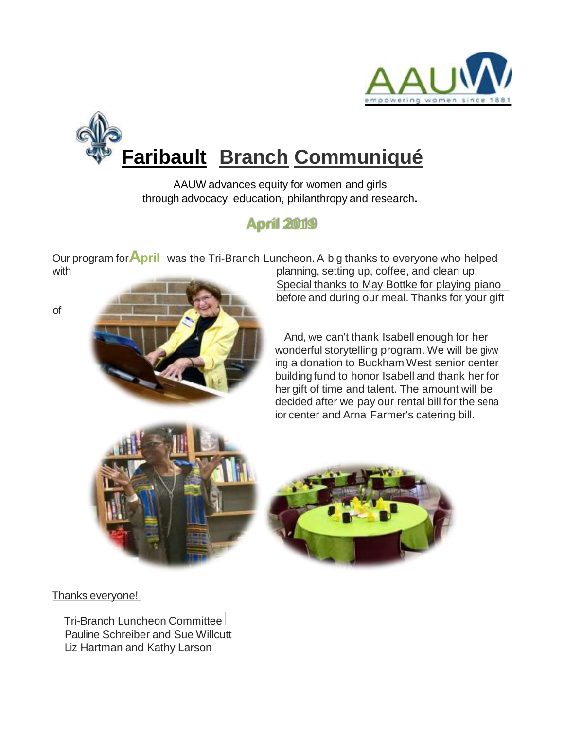# Faribault Branch Communiqué

AAUW advances equity for women and girls
through advocacy, education, philanthropy and research.

## April 2019

Our program for **April** was the Tri-Branch Luncheon. A big thanks to everyone who helped with planning, setting up, coffee, and clean up. Special thanks to May Bottke for playing piano before and during our meal. Thanks for your gift of

And, we can't thank Isabell enough for her wonderful storytelling program. We will be givwing a donation to Buckham West senior center building fund to honor Isabell and thank her for her gift of time and talent. The amount will be decided after we pay our rental bill for the senaior center and Arna Farmer's catering bill.

Thanks everyone!

Tri-Branch Luncheon Committee
Pauline Schreiber and Sue Willcutt
Liz Hartman and Kathy Larson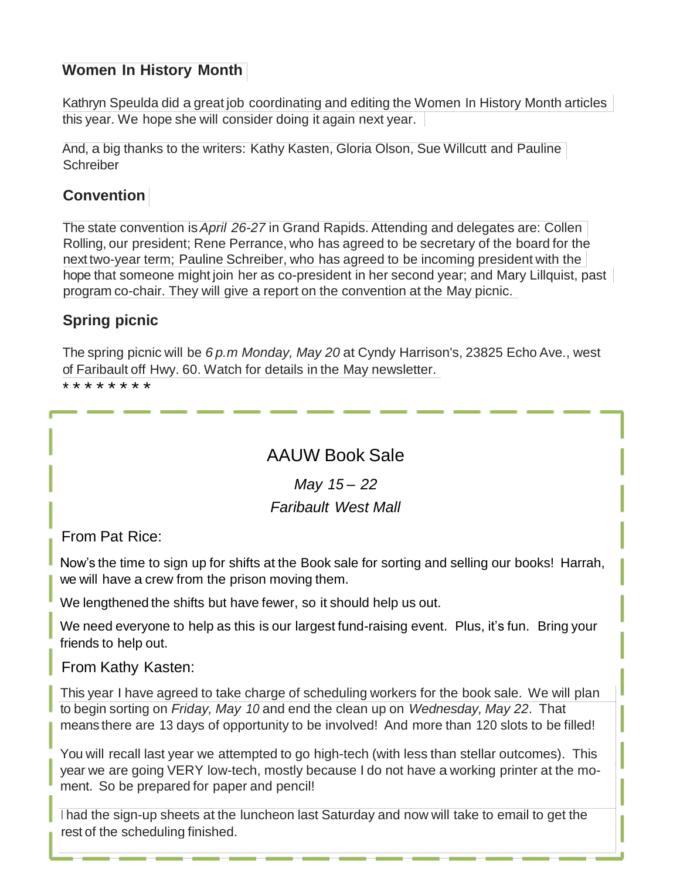## Women In History Month

Kathryn Speulda did a great job coordinating and editing the Women In History Month articles this year. We hope she will consider doing it again next year.

And, a big thanks to the writers: Kathy Kasten, Gloria Olson, Sue Willcutt and Pauline Schreiber

## Convention

The state convention is *April 26-27* in Grand Rapids. Attending and delegates are: Collen Rolling, our president; Rene Perrance, who has agreed to be secretary of the board for the next two-year term; Pauline Schreiber, who has agreed to be incoming president with the hope that someone might join her as co-president in her second year; and Mary Lillquist, past program co-chair. They will give a report on the convention at the May picnic.

## Spring picnic

The spring picnic will be *6 p.m Monday, May 20* at Cyndy Harrison's, 23825 Echo Ave., west of Faribault off Hwy. 60. Watch for details in the May newsletter.

* * * * * * * *

## AAUW Book Sale

*May 15 – 22*

*Faribault West Mall*

From Pat Rice:

Now's the time to sign up for shifts at the Book sale for sorting and selling our books! Harrah, we will have a crew from the prison moving them.

We lengthened the shifts but have fewer, so it should help us out.

We need everyone to help as this is our largest fund-raising event. Plus, it's fun. Bring your friends to help out.

From Kathy Kasten:

This year I have agreed to take charge of scheduling workers for the book sale. We will plan to begin sorting on *Friday, May 10* and end the clean up on *Wednesday, May 22*. That means there are 13 days of opportunity to be involved! And more than 120 slots to be filled!

You will recall last year we attempted to go high-tech (with less than stellar outcomes). This year we are going VERY low-tech, mostly because I do not have a working printer at the moment. So be prepared for paper and pencil!

I had the sign-up sheets at the luncheon last Saturday and now will take to email to get the rest of the scheduling finished.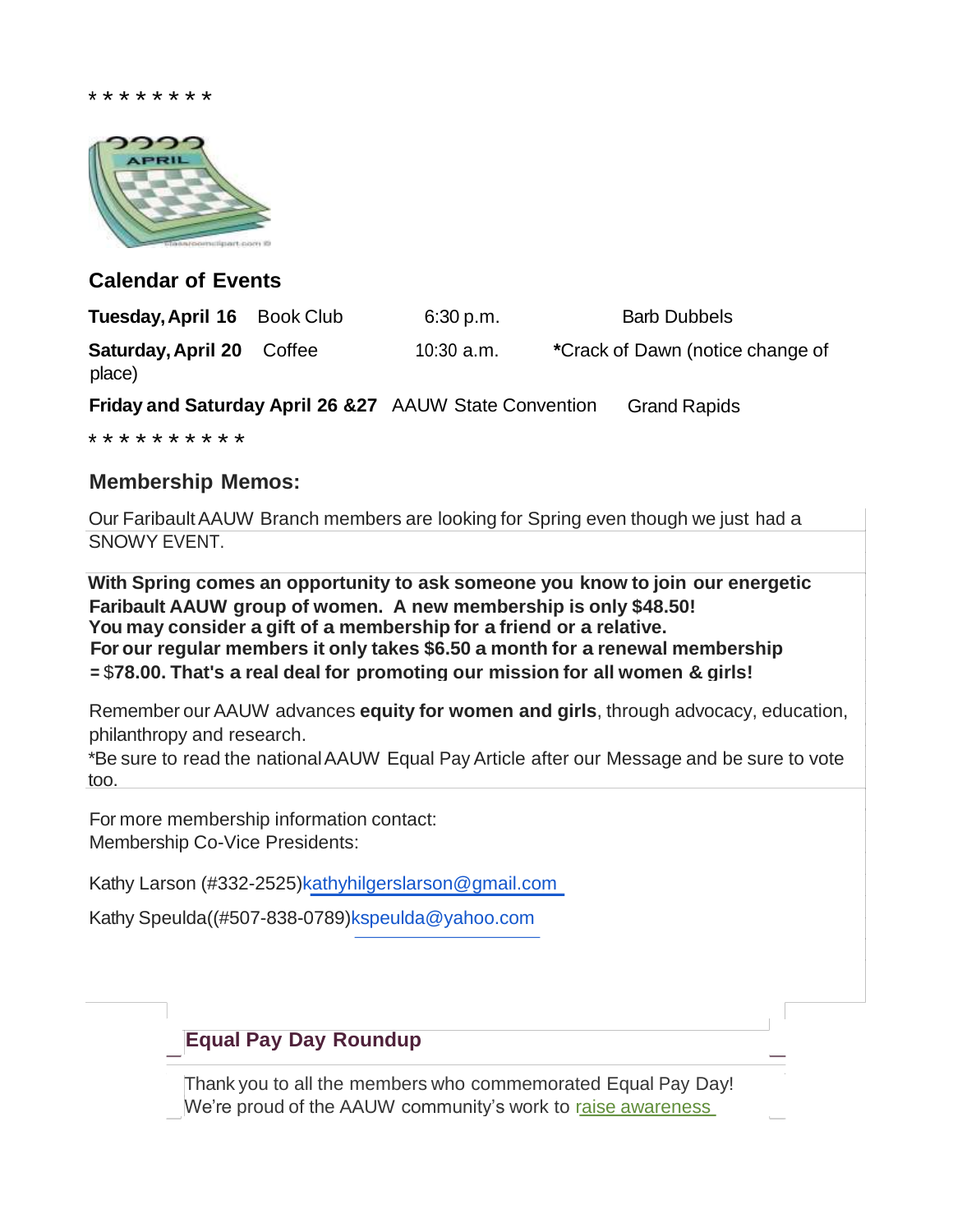* * * * * * * *

## Calendar of Events

| | | | |
|---|---|---|---|
| **Tuesday, April 16** | Book Club | 6:30 p.m. | Barb Dubbels |
| **Saturday, April 20** | Coffee | 10:30 a.m. | ***Crack of Dawn (notice change of place)** |
| **Friday and Saturday April 26 &27** | AAUW State Convention | | Grand Rapids |

* * * * * * * * * *

## Membership Memos:

Our Faribault AAUW Branch members are looking for Spring even though we just had a SNOWY EVENT.

**With Spring comes an opportunity to ask someone you know to join our energetic Faribault AAUW group of women. A new membership is only $48.50!**
**You may consider a gift of a membership for a friend or a relative.**
**For our regular members it only takes $6.50 a month for a renewal membership = $78.00. That's a real deal for promoting our mission for all women & girls!**

Remember our AAUW advances **equity for women and girls**, through advocacy, education, philanthropy and research.
*Be sure to read the national AAUW Equal Pay Article after our Message and be sure to vote too.

For more membership information contact:
Membership Co-Vice Presidents:

Kathy Larson (#332-2525)kathyhilgerslarson@gmail.com

Kathy Speulda((#507-838-0789)kspeulda@yahoo.com

### Equal Pay Day Roundup

Thank you to all the members who commemorated Equal Pay Day!
We're proud of the AAUW community's work to raise awareness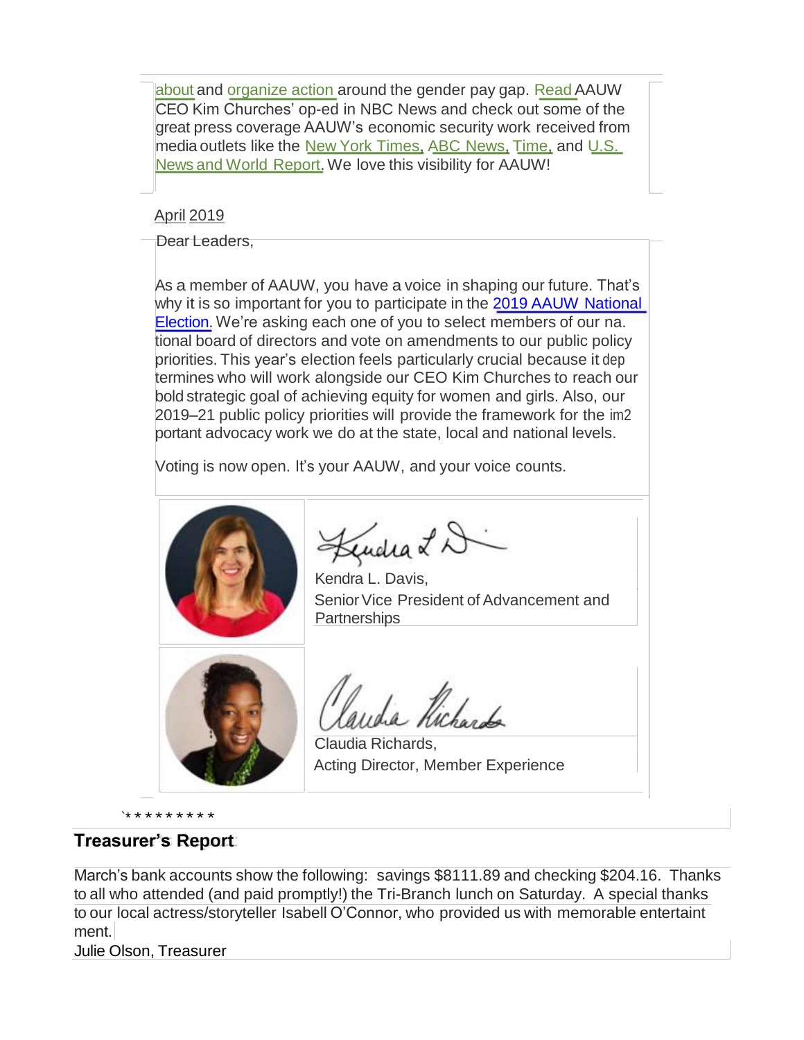about and organize action around the gender pay gap. Read AAUW CEO Kim Churches' op-ed in NBC News and check out some of the great press coverage AAUW's economic security work received from media outlets like the New York Times, ABC News, Time, and U.S. News and World Report. We love this visibility for AAUW!

April 2019

Dear Leaders,

As a member of AAUW, you have a voice in shaping our future. That's why it is so important for you to participate in the 2019 AAUW National Election. We're asking each one of you to select members of our national board of directors and vote on amendments to our public policy priorities. This year's election feels particularly crucial because it determines who will work alongside our CEO Kim Churches to reach our bold strategic goal of achieving equity for women and girls. Also, our 2019–21 public policy priorities will provide the framework for the important advocacy work we do at the state, local and national levels.

Voting is now open. It's your AAUW, and your voice counts.

Kendra L. Davis,
Senior Vice President of Advancement and Partnerships

Claudia Richards,
Acting Director, Member Experience

`* * * * * * * * *

## Treasurer's Report

March's bank accounts show the following: savings $8111.89 and checking $204.16. Thanks to all who attended (and paid promptly!) the Tri-Branch lunch on Saturday. A special thanks to our local actress/storyteller Isabell O'Connor, who provided us with memorable entertainment.

Julie Olson, Treasurer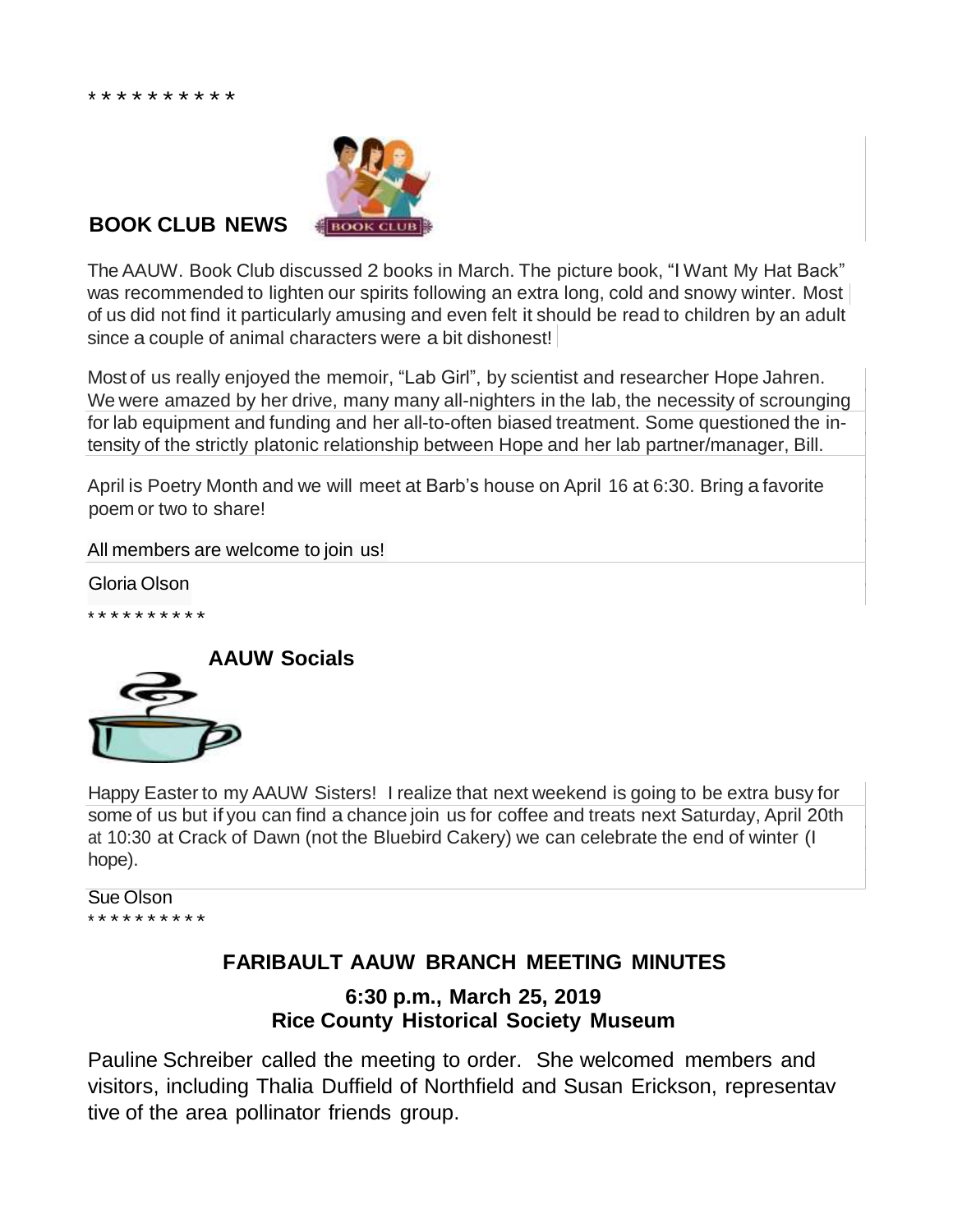* * * * * * * * * *

**BOOK CLUB NEWS**

The AAUW. Book Club discussed 2 books in March. The picture book, "I Want My Hat Back" was recommended to lighten our spirits following an extra long, cold and snowy winter. Most of us did not find it particularly amusing and even felt it should be read to children by an adult since a couple of animal characters were a bit dishonest!

Most of us really enjoyed the memoir, "Lab Girl", by scientist and researcher Hope Jahren. We were amazed by her drive, many many all-nighters in the lab, the necessity of scrounging for lab equipment and funding and her all-to-often biased treatment. Some questioned the intensity of the strictly platonic relationship between Hope and her lab partner/manager, Bill.

April is Poetry Month and we will meet at Barb's house on April 16 at 6:30. Bring a favorite poem or two to share!

All members are welcome to join us!

Gloria Olson

* * * * * * * * * *

**AAUW Socials**

Happy Easter to my AAUW Sisters! I realize that next weekend is going to be extra busy for some of us but if you can find a chance join us for coffee and treats next Saturday, April 20th at 10:30 at Crack of Dawn (not the Bluebird Cakery) we can celebrate the end of winter (I hope).

Sue Olson

* * * * * * * * * *

## FARIBAULT AAUW BRANCH MEETING MINUTES

**6:30 p.m., March 25, 2019**
**Rice County Historical Society Museum**

Pauline Schreiber called the meeting to order. She welcomed members and visitors, including Thalia Duffield of Northfield and Susan Erickson, representav tive of the area pollinator friends group.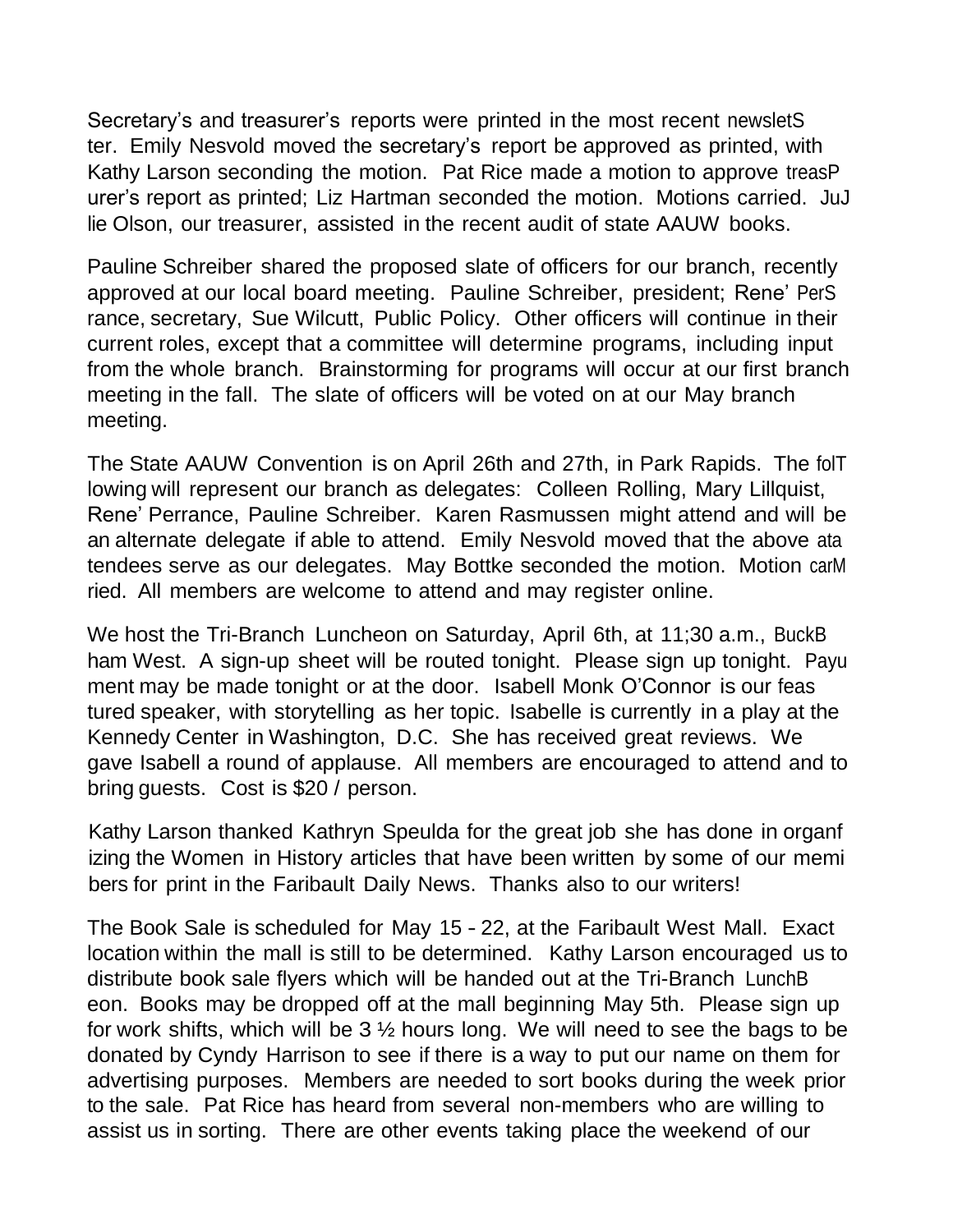Secretary's and treasurer's reports were printed in the most recent newsletter. Emily Nesvold moved the secretary's report be approved as printed, with Kathy Larson seconding the motion. Pat Rice made a motion to approve treasurer's report as printed; Liz Hartman seconded the motion. Motions carried. Julie Olson, our treasurer, assisted in the recent audit of state AAUW books.

Pauline Schreiber shared the proposed slate of officers for our branch, recently approved at our local board meeting. Pauline Schreiber, president; Rene' Perrance, secretary, Sue Wilcutt, Public Policy. Other officers will continue in their current roles, except that a committee will determine programs, including input from the whole branch. Brainstorming for programs will occur at our first branch meeting in the fall. The slate of officers will be voted on at our May branch meeting.

The State AAUW Convention is on April 26th and 27th, in Park Rapids. The following will represent our branch as delegates: Colleen Rolling, Mary Lillquist, Rene' Perrance, Pauline Schreiber. Karen Rasmussen might attend and will be an alternate delegate if able to attend. Emily Nesvold moved that the above attendees serve as our delegates. May Bottke seconded the motion. Motion carried. All members are welcome to attend and may register online.

We host the Tri-Branch Luncheon on Saturday, April 6th, at 11;30 a.m., Buckham West. A sign-up sheet will be routed tonight. Please sign up tonight. Payment may be made tonight or at the door. Isabell Monk O'Connor is our featured speaker, with storytelling as her topic. Isabelle is currently in a play at the Kennedy Center in Washington, D.C. She has received great reviews. We gave Isabell a round of applause. All members are encouraged to attend and to bring guests. Cost is $20 / person.

Kathy Larson thanked Kathryn Speulda for the great job she has done in organizing the Women in History articles that have been written by some of our members for print in the Faribault Daily News. Thanks also to our writers!

The Book Sale is scheduled for May 15 - 22, at the Faribault West Mall. Exact location within the mall is still to be determined. Kathy Larson encouraged us to distribute book sale flyers which will be handed out at the Tri-Branch Luncheon. Books may be dropped off at the mall beginning May 5th. Please sign up for work shifts, which will be 3 ½ hours long. We will need to see the bags to be donated by Cyndy Harrison to see if there is a way to put our name on them for advertising purposes. Members are needed to sort books during the week prior to the sale. Pat Rice has heard from several non-members who are willing to assist us in sorting. There are other events taking place the weekend of our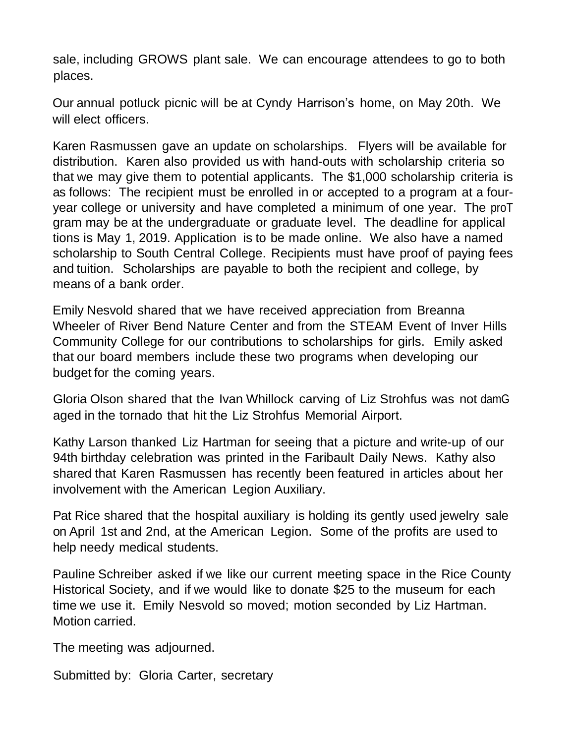sale, including GROWS plant sale. We can encourage attendees to go to both places.

Our annual potluck picnic will be at Cyndy Harrison's home, on May 20th. We will elect officers.

Karen Rasmussen gave an update on scholarships. Flyers will be available for distribution. Karen also provided us with hand-outs with scholarship criteria so that we may give them to potential applicants. The $1,000 scholarship criteria is as follows: The recipient must be enrolled in or accepted to a program at a four-year college or university and have completed a minimum of one year. The program may be at the undergraduate or graduate level. The deadline for applications is May 1, 2019. Application is to be made online. We also have a named scholarship to South Central College. Recipients must have proof of paying fees and tuition. Scholarships are payable to both the recipient and college, by means of a bank order.

Emily Nesvold shared that we have received appreciation from Breanna Wheeler of River Bend Nature Center and from the STEAM Event of Inver Hills Community College for our contributions to scholarships for girls. Emily asked that our board members include these two programs when developing our budget for the coming years.

Gloria Olson shared that the Ivan Whillock carving of Liz Strohfus was not damaged in the tornado that hit the Liz Strohfus Memorial Airport.

Kathy Larson thanked Liz Hartman for seeing that a picture and write-up of our 94th birthday celebration was printed in the Faribault Daily News. Kathy also shared that Karen Rasmussen has recently been featured in articles about her involvement with the American Legion Auxiliary.

Pat Rice shared that the hospital auxiliary is holding its gently used jewelry sale on April 1st and 2nd, at the American Legion. Some of the profits are used to help needy medical students.

Pauline Schreiber asked if we like our current meeting space in the Rice County Historical Society, and if we would like to donate $25 to the museum for each time we use it. Emily Nesvold so moved; motion seconded by Liz Hartman. Motion carried.

The meeting was adjourned.

Submitted by: Gloria Carter, secretary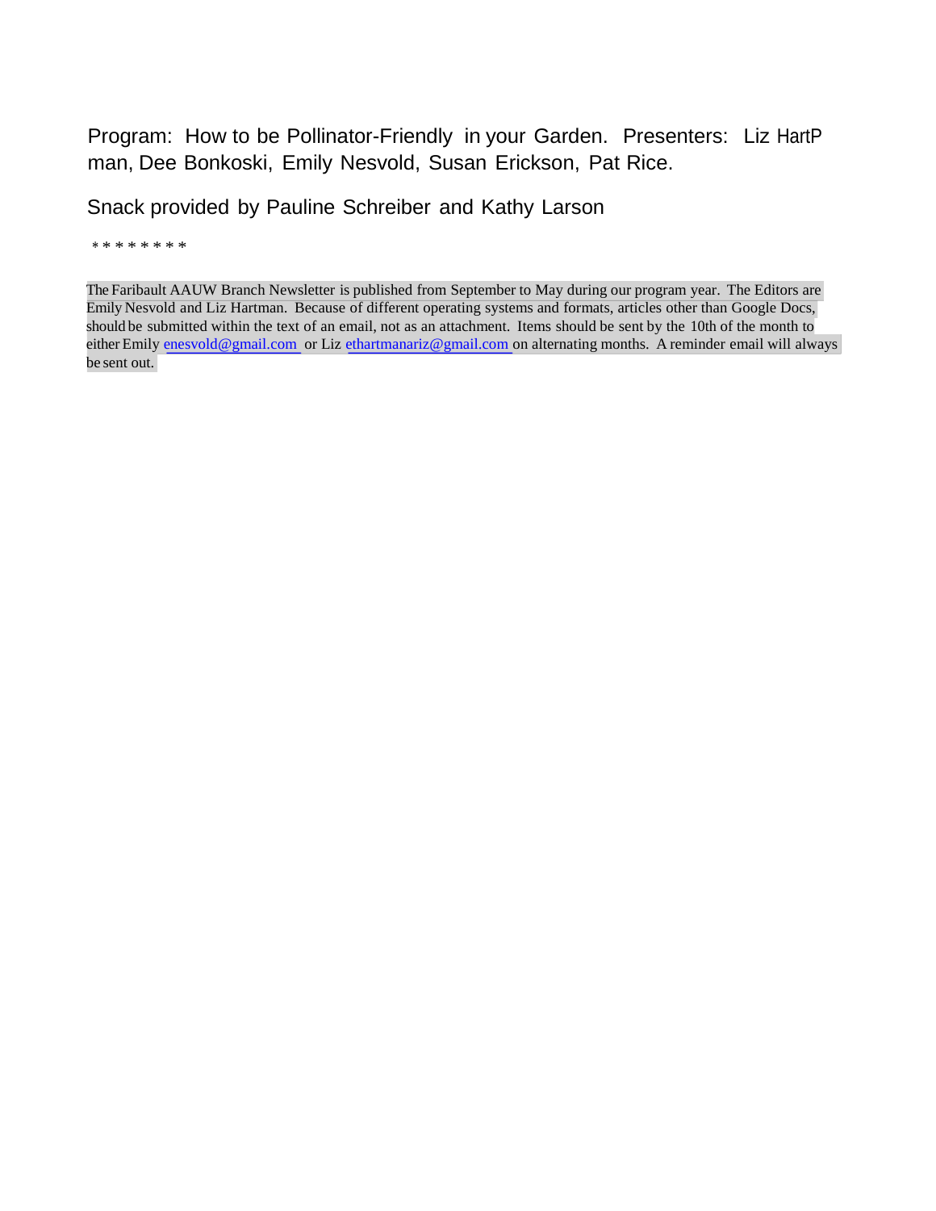Program: How to be Pollinator-Friendly in your Garden. Presenters: Liz HartP man, Dee Bonkoski, Emily Nesvold, Susan Erickson, Pat Rice.

Snack provided by Pauline Schreiber and Kathy Larson

\* \* \* \* \* \* \* \*

The Faribault AAUW Branch Newsletter is published from September to May during our program year. The Editors are Emily Nesvold and Liz Hartman. Because of different operating systems and formats, articles other than Google Docs, should be submitted within the text of an email, not as an attachment. Items should be sent by the 10th of the month to either Emily enesvold@gmail.com or Liz ethartmanariz@gmail.com on alternating months. A reminder email will always be sent out.